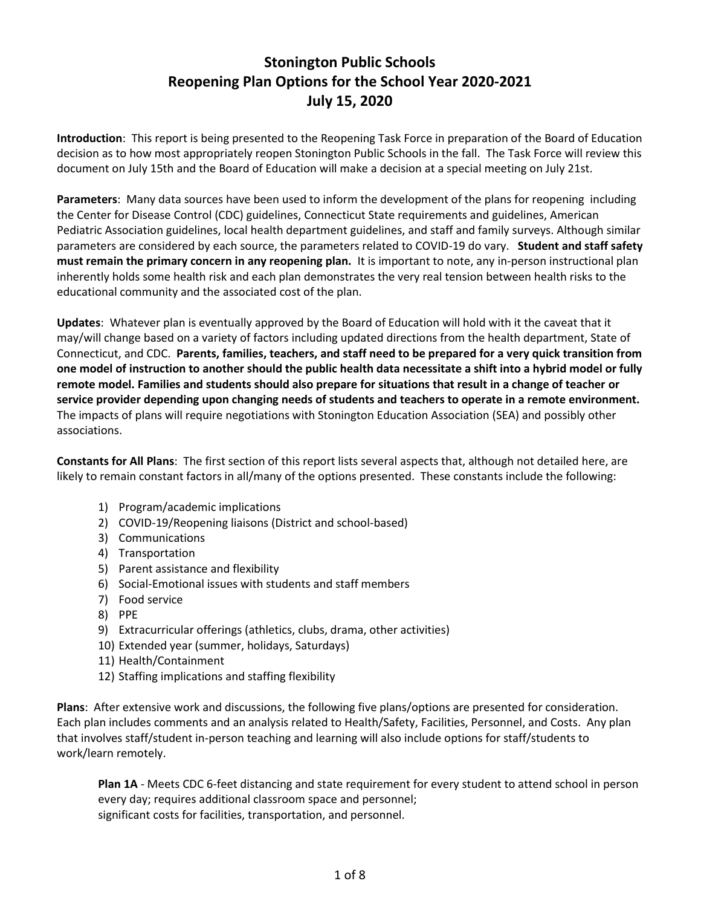# Stonington Public Schools
# Reopening Plan Options for the School Year 2020-2021
# July 15, 2020

**Introduction**: This report is being presented to the Reopening Task Force in preparation of the Board of Education decision as to how most appropriately reopen Stonington Public Schools in the fall. The Task Force will review this document on July 15th and the Board of Education will make a decision at a special meeting on July 21st.

**Parameters**: Many data sources have been used to inform the development of the plans for reopening including the Center for Disease Control (CDC) guidelines, Connecticut State requirements and guidelines, American Pediatric Association guidelines, local health department guidelines, and staff and family surveys. Although similar parameters are considered by each source, the parameters related to COVID-19 do vary. **Student and staff safety must remain the primary concern in any reopening plan.** It is important to note, any in-person instructional plan inherently holds some health risk and each plan demonstrates the very real tension between health risks to the educational community and the associated cost of the plan.

**Updates**: Whatever plan is eventually approved by the Board of Education will hold with it the caveat that it may/will change based on a variety of factors including updated directions from the health department, State of Connecticut, and CDC. **Parents, families, teachers, and staff need to be prepared for a very quick transition from one model of instruction to another should the public health data necessitate a shift into a hybrid model or fully remote model. Families and students should also prepare for situations that result in a change of teacher or service provider depending upon changing needs of students and teachers to operate in a remote environment.** The impacts of plans will require negotiations with Stonington Education Association (SEA) and possibly other associations.

**Constants for All Plans**: The first section of this report lists several aspects that, although not detailed here, are likely to remain constant factors in all/many of the options presented. These constants include the following:

1) Program/academic implications
2) COVID-19/Reopening liaisons (District and school-based)
3) Communications
4) Transportation
5) Parent assistance and flexibility
6) Social-Emotional issues with students and staff members
7) Food service
8) PPE
9) Extracurricular offerings (athletics, clubs, drama, other activities)
10) Extended year (summer, holidays, Saturdays)
11) Health/Containment
12) Staffing implications and staffing flexibility

**Plans**: After extensive work and discussions, the following five plans/options are presented for consideration. Each plan includes comments and an analysis related to Health/Safety, Facilities, Personnel, and Costs. Any plan that involves staff/student in-person teaching and learning will also include options for staff/students to work/learn remotely.

**Plan 1A** - Meets CDC 6-feet distancing and state requirement for every student to attend school in person every day; requires additional classroom space and personnel;
significant costs for facilities, transportation, and personnel.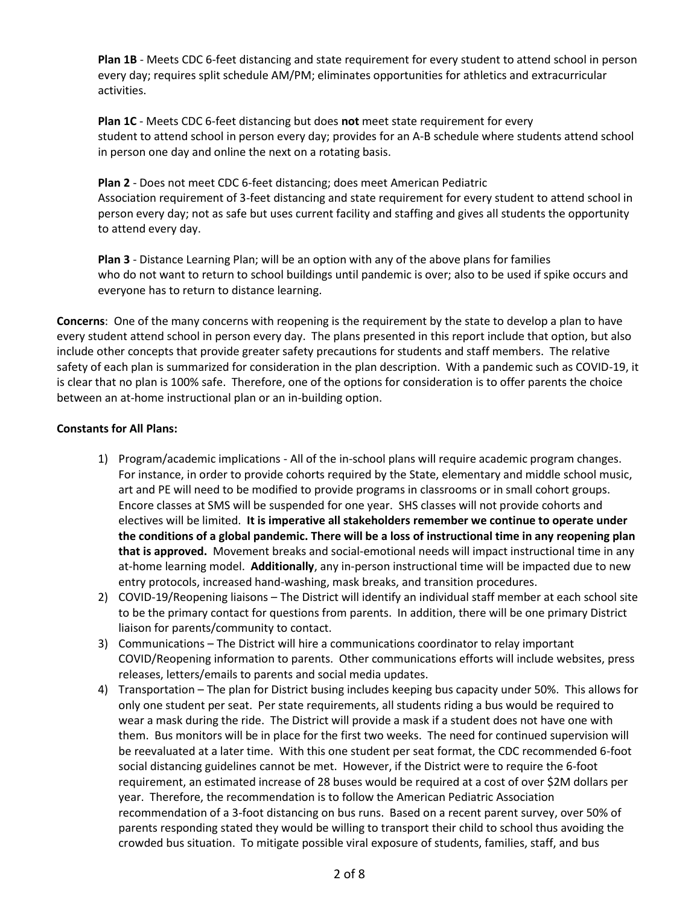**Plan 1B** - Meets CDC 6-feet distancing and state requirement for every student to attend school in person every day; requires split schedule AM/PM; eliminates opportunities for athletics and extracurricular activities.

**Plan 1C** - Meets CDC 6-feet distancing but does **not** meet state requirement for every student to attend school in person every day; provides for an A-B schedule where students attend school in person one day and online the next on a rotating basis.

**Plan 2** - Does not meet CDC 6-feet distancing; does meet American Pediatric Association requirement of 3-feet distancing and state requirement for every student to attend school in person every day; not as safe but uses current facility and staffing and gives all students the opportunity to attend every day.

**Plan 3** - Distance Learning Plan; will be an option with any of the above plans for families who do not want to return to school buildings until pandemic is over; also to be used if spike occurs and everyone has to return to distance learning.

**Concerns**: One of the many concerns with reopening is the requirement by the state to develop a plan to have every student attend school in person every day. The plans presented in this report include that option, but also include other concepts that provide greater safety precautions for students and staff members. The relative safety of each plan is summarized for consideration in the plan description. With a pandemic such as COVID-19, it is clear that no plan is 100% safe. Therefore, one of the options for consideration is to offer parents the choice between an at-home instructional plan or an in-building option.

**Constants for All Plans:**

1) Program/academic implications - All of the in-school plans will require academic program changes. For instance, in order to provide cohorts required by the State, elementary and middle school music, art and PE will need to be modified to provide programs in classrooms or in small cohort groups. Encore classes at SMS will be suspended for one year. SHS classes will not provide cohorts and electives will be limited. **It is imperative all stakeholders remember we continue to operate under the conditions of a global pandemic. There will be a loss of instructional time in any reopening plan that is approved.** Movement breaks and social-emotional needs will impact instructional time in any at-home learning model. **Additionally**, any in-person instructional time will be impacted due to new entry protocols, increased hand-washing, mask breaks, and transition procedures.
2) COVID-19/Reopening liaisons – The District will identify an individual staff member at each school site to be the primary contact for questions from parents. In addition, there will be one primary District liaison for parents/community to contact.
3) Communications – The District will hire a communications coordinator to relay important COVID/Reopening information to parents. Other communications efforts will include websites, press releases, letters/emails to parents and social media updates.
4) Transportation – The plan for District busing includes keeping bus capacity under 50%. This allows for only one student per seat. Per state requirements, all students riding a bus would be required to wear a mask during the ride. The District will provide a mask if a student does not have one with them. Bus monitors will be in place for the first two weeks. The need for continued supervision will be reevaluated at a later time. With this one student per seat format, the CDC recommended 6-foot social distancing guidelines cannot be met. However, if the District were to require the 6-foot requirement, an estimated increase of 28 buses would be required at a cost of over $2M dollars per year. Therefore, the recommendation is to follow the American Pediatric Association recommendation of a 3-foot distancing on bus runs. Based on a recent parent survey, over 50% of parents responding stated they would be willing to transport their child to school thus avoiding the crowded bus situation. To mitigate possible viral exposure of students, families, staff, and bus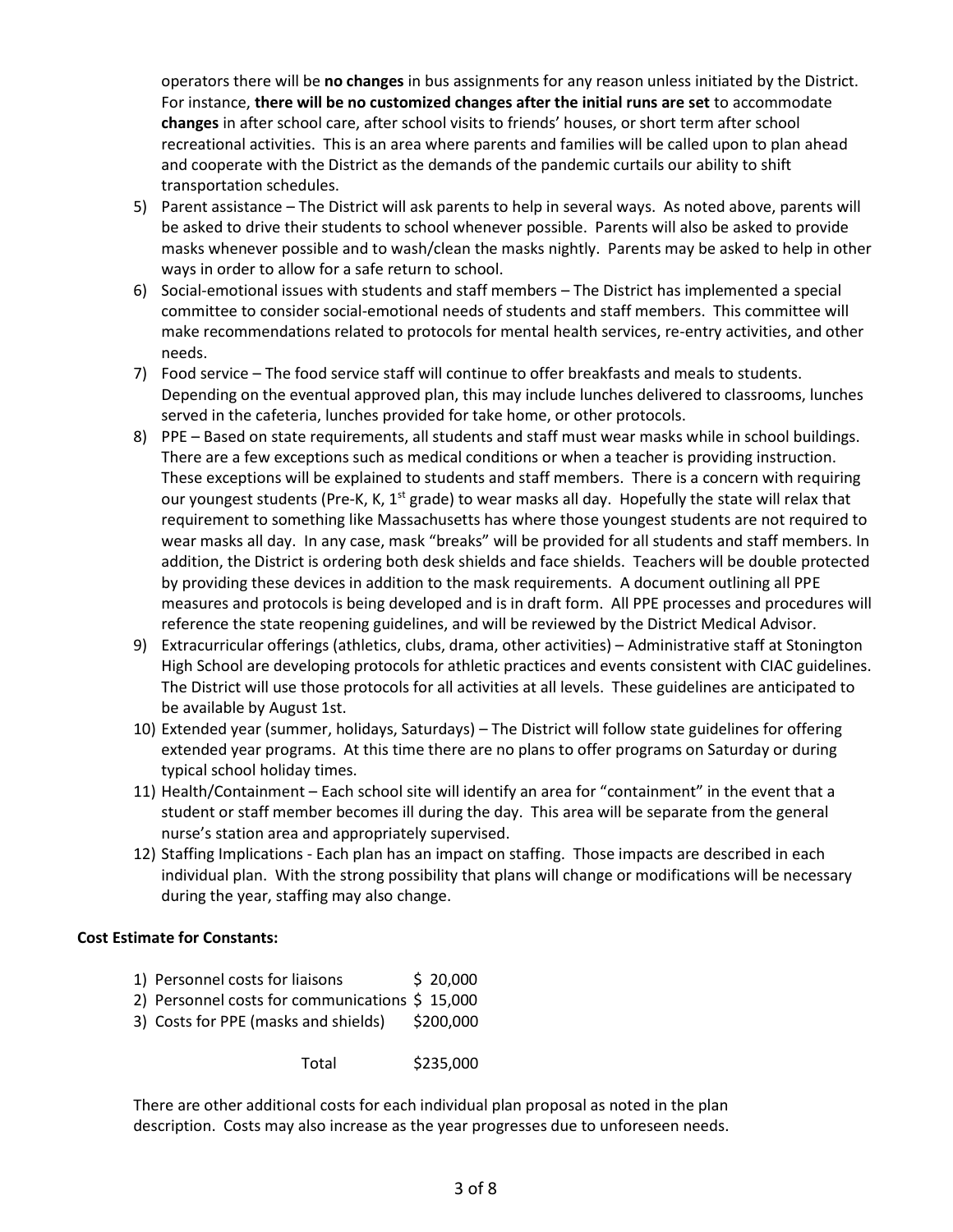operators there will be **no changes** in bus assignments for any reason unless initiated by the District. For instance, **there will be no customized changes after the initial runs are set** to accommodate **changes** in after school care, after school visits to friends' houses, or short term after school recreational activities. This is an area where parents and families will be called upon to plan ahead and cooperate with the District as the demands of the pandemic curtails our ability to shift transportation schedules.

5) Parent assistance – The District will ask parents to help in several ways. As noted above, parents will be asked to drive their students to school whenever possible. Parents will also be asked to provide masks whenever possible and to wash/clean the masks nightly. Parents may be asked to help in other ways in order to allow for a safe return to school.
6) Social-emotional issues with students and staff members – The District has implemented a special committee to consider social-emotional needs of students and staff members. This committee will make recommendations related to protocols for mental health services, re-entry activities, and other needs.
7) Food service – The food service staff will continue to offer breakfasts and meals to students. Depending on the eventual approved plan, this may include lunches delivered to classrooms, lunches served in the cafeteria, lunches provided for take home, or other protocols.
8) PPE – Based on state requirements, all students and staff must wear masks while in school buildings. There are a few exceptions such as medical conditions or when a teacher is providing instruction. These exceptions will be explained to students and staff members. There is a concern with requiring our youngest students (Pre-K, K, 1st grade) to wear masks all day. Hopefully the state will relax that requirement to something like Massachusetts has where those youngest students are not required to wear masks all day. In any case, mask "breaks" will be provided for all students and staff members. In addition, the District is ordering both desk shields and face shields. Teachers will be double protected by providing these devices in addition to the mask requirements. A document outlining all PPE measures and protocols is being developed and is in draft form. All PPE processes and procedures will reference the state reopening guidelines, and will be reviewed by the District Medical Advisor.
9) Extracurricular offerings (athletics, clubs, drama, other activities) – Administrative staff at Stonington High School are developing protocols for athletic practices and events consistent with CIAC guidelines. The District will use those protocols for all activities at all levels. These guidelines are anticipated to be available by August 1st.
10) Extended year (summer, holidays, Saturdays) – The District will follow state guidelines for offering extended year programs. At this time there are no plans to offer programs on Saturday or during typical school holiday times.
11) Health/Containment – Each school site will identify an area for "containment" in the event that a student or staff member becomes ill during the day. This area will be separate from the general nurse's station area and appropriately supervised.
12) Staffing Implications - Each plan has an impact on staffing. Those impacts are described in each individual plan. With the strong possibility that plans will change or modifications will be necessary during the year, staffing may also change.

**Cost Estimate for Constants:**

| | |
|---|---|
| 1) Personnel costs for liaisons | $ 20,000 |
| 2) Personnel costs for communications | $ 15,000 |
| 3) Costs for PPE (masks and shields) | $200,000 |
| Total | $235,000 |

There are other additional costs for each individual plan proposal as noted in the plan description. Costs may also increase as the year progresses due to unforeseen needs.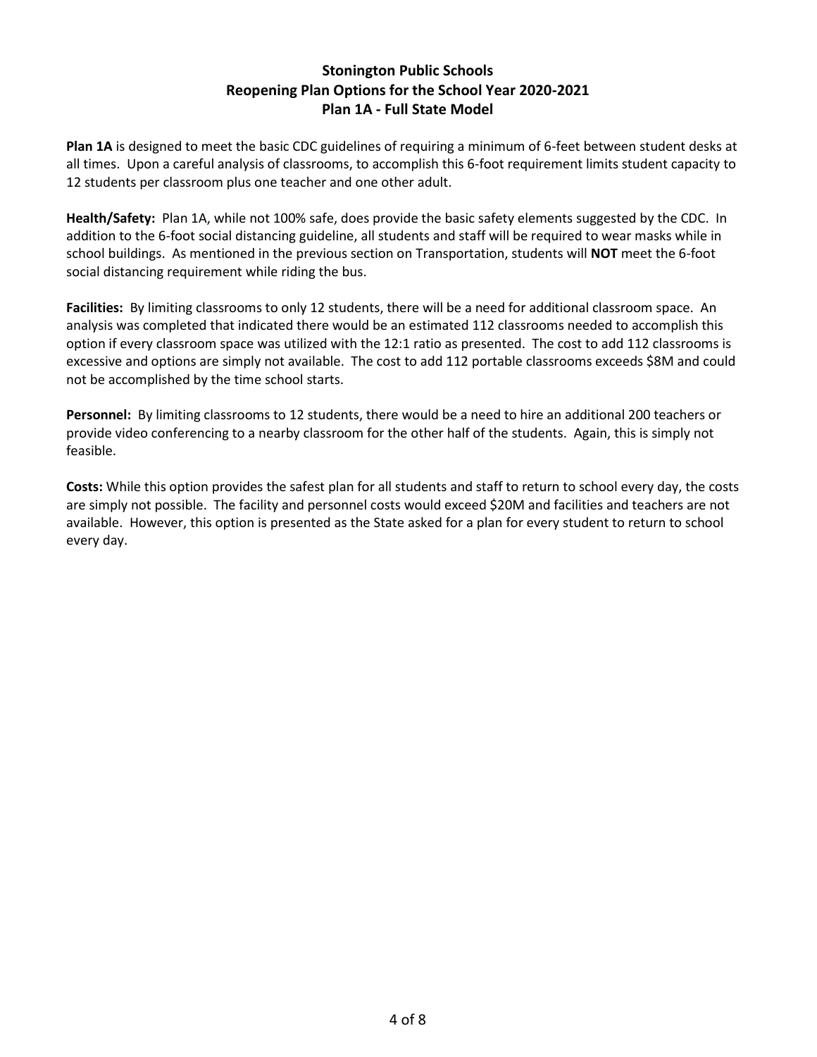# Stonington Public Schools
## Reopening Plan Options for the School Year 2020-2021
### Plan 1A - Full State Model

**Plan 1A** is designed to meet the basic CDC guidelines of requiring a minimum of 6-feet between student desks at all times. Upon a careful analysis of classrooms, to accomplish this 6-foot requirement limits student capacity to 12 students per classroom plus one teacher and one other adult.

**Health/Safety:** Plan 1A, while not 100% safe, does provide the basic safety elements suggested by the CDC. In addition to the 6-foot social distancing guideline, all students and staff will be required to wear masks while in school buildings. As mentioned in the previous section on Transportation, students will **NOT** meet the 6-foot social distancing requirement while riding the bus.

**Facilities:** By limiting classrooms to only 12 students, there will be a need for additional classroom space. An analysis was completed that indicated there would be an estimated 112 classrooms needed to accomplish this option if every classroom space was utilized with the 12:1 ratio as presented. The cost to add 112 classrooms is excessive and options are simply not available. The cost to add 112 portable classrooms exceeds $8M and could not be accomplished by the time school starts.

**Personnel:** By limiting classrooms to 12 students, there would be a need to hire an additional 200 teachers or provide video conferencing to a nearby classroom for the other half of the students. Again, this is simply not feasible.

**Costs:** While this option provides the safest plan for all students and staff to return to school every day, the costs are simply not possible. The facility and personnel costs would exceed $20M and facilities and teachers are not available. However, this option is presented as the State asked for a plan for every student to return to school every day.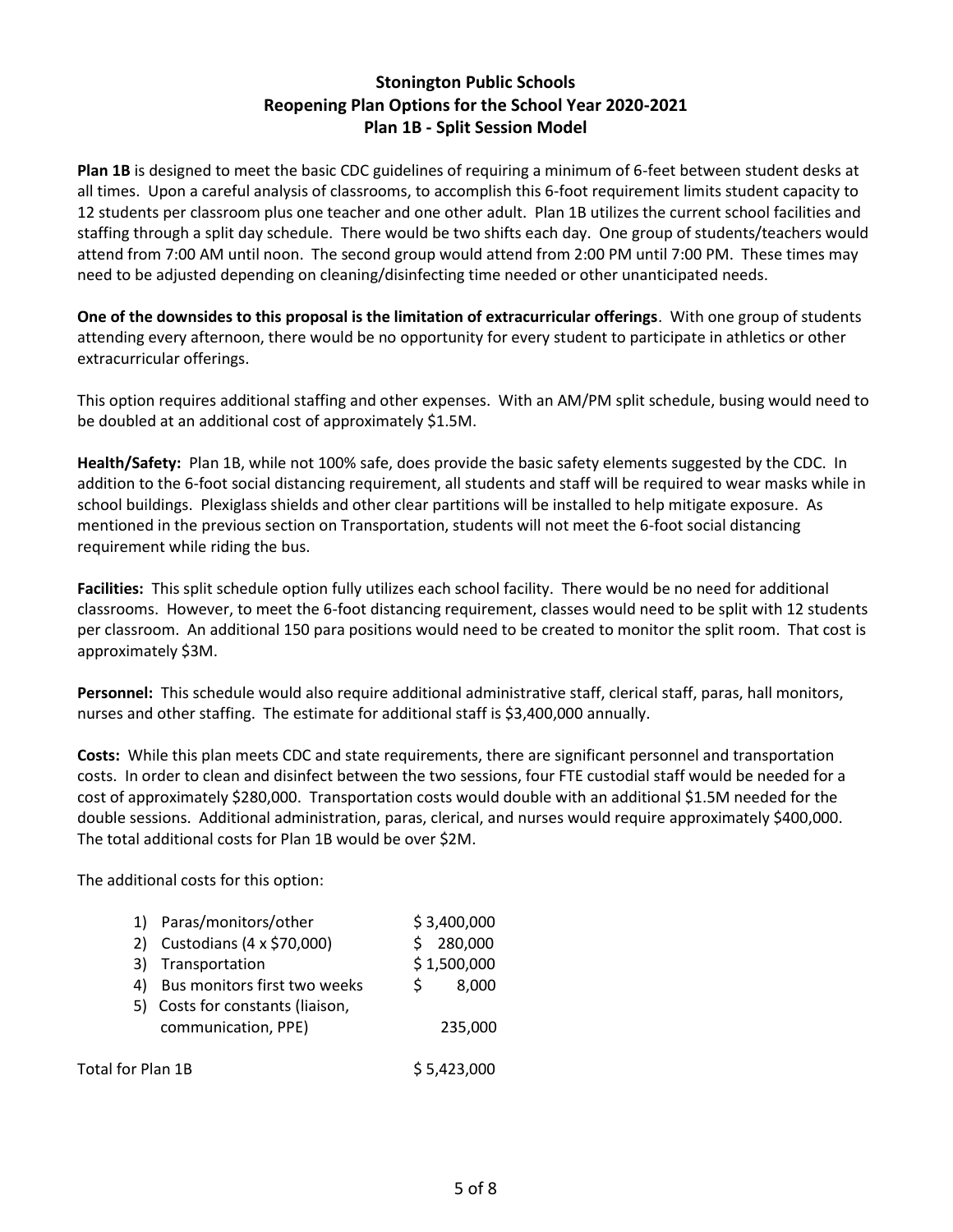# Stonington Public Schools
## Reopening Plan Options for the School Year 2020-2021
## Plan 1B - Split Session Model

**Plan 1B** is designed to meet the basic CDC guidelines of requiring a minimum of 6-feet between student desks at all times. Upon a careful analysis of classrooms, to accomplish this 6-foot requirement limits student capacity to 12 students per classroom plus one teacher and one other adult. Plan 1B utilizes the current school facilities and staffing through a split day schedule. There would be two shifts each day. One group of students/teachers would attend from 7:00 AM until noon. The second group would attend from 2:00 PM until 7:00 PM. These times may need to be adjusted depending on cleaning/disinfecting time needed or other unanticipated needs.

**One of the downsides to this proposal is the limitation of extracurricular offerings**. With one group of students attending every afternoon, there would be no opportunity for every student to participate in athletics or other extracurricular offerings.

This option requires additional staffing and other expenses. With an AM/PM split schedule, busing would need to be doubled at an additional cost of approximately $1.5M.

**Health/Safety:** Plan 1B, while not 100% safe, does provide the basic safety elements suggested by the CDC. In addition to the 6-foot social distancing requirement, all students and staff will be required to wear masks while in school buildings. Plexiglass shields and other clear partitions will be installed to help mitigate exposure. As mentioned in the previous section on Transportation, students will not meet the 6-foot social distancing requirement while riding the bus.

**Facilities:** This split schedule option fully utilizes each school facility. There would be no need for additional classrooms. However, to meet the 6-foot distancing requirement, classes would need to be split with 12 students per classroom. An additional 150 para positions would need to be created to monitor the split room. That cost is approximately $3M.

**Personnel:** This schedule would also require additional administrative staff, clerical staff, paras, hall monitors, nurses and other staffing. The estimate for additional staff is $3,400,000 annually.

**Costs:** While this plan meets CDC and state requirements, there are significant personnel and transportation costs. In order to clean and disinfect between the two sessions, four FTE custodial staff would be needed for a cost of approximately $280,000. Transportation costs would double with an additional $1.5M needed for the double sessions. Additional administration, paras, clerical, and nurses would require approximately $400,000. The total additional costs for Plan 1B would be over $2M.

The additional costs for this option:

| Item | Cost |
|---|---|
| 1) Paras/monitors/other | $ 3,400,000 |
| 2) Custodians (4 x $70,000) | $ 280,000 |
| 3) Transportation | $ 1,500,000 |
| 4) Bus monitors first two weeks | $ 8,000 |
| 5) Costs for constants (liaison, communication, PPE) | 235,000 |
| Total for Plan 1B | $ 5,423,000 |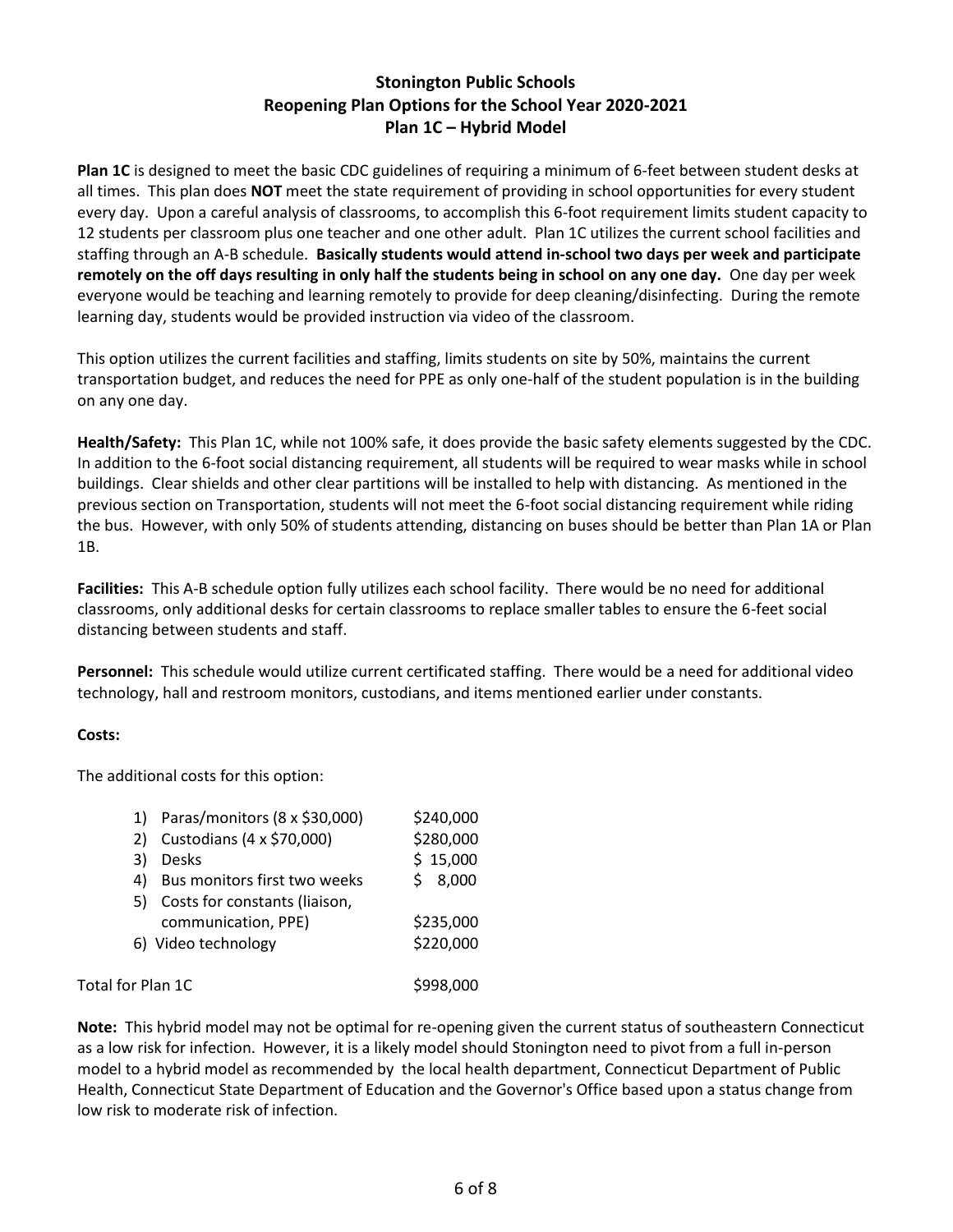# Stonington Public Schools
## Reopening Plan Options for the School Year 2020-2021
### Plan 1C – Hybrid Model

**Plan 1C** is designed to meet the basic CDC guidelines of requiring a minimum of 6-feet between student desks at all times. This plan does **NOT** meet the state requirement of providing in school opportunities for every student every day. Upon a careful analysis of classrooms, to accomplish this 6-foot requirement limits student capacity to 12 students per classroom plus one teacher and one other adult. Plan 1C utilizes the current school facilities and staffing through an A-B schedule. **Basically students would attend in-school two days per week and participate remotely on the off days resulting in only half the students being in school on any one day.** One day per week everyone would be teaching and learning remotely to provide for deep cleaning/disinfecting. During the remote learning day, students would be provided instruction via video of the classroom.

This option utilizes the current facilities and staffing, limits students on site by 50%, maintains the current transportation budget, and reduces the need for PPE as only one-half of the student population is in the building on any one day.

**Health/Safety:** This Plan 1C, while not 100% safe, it does provide the basic safety elements suggested by the CDC. In addition to the 6-foot social distancing requirement, all students will be required to wear masks while in school buildings. Clear shields and other clear partitions will be installed to help with distancing. As mentioned in the previous section on Transportation, students will not meet the 6-foot social distancing requirement while riding the bus. However, with only 50% of students attending, distancing on buses should be better than Plan 1A or Plan 1B.

**Facilities:** This A-B schedule option fully utilizes each school facility. There would be no need for additional classrooms, only additional desks for certain classrooms to replace smaller tables to ensure the 6-feet social distancing between students and staff.

**Personnel:** This schedule would utilize current certificated staffing. There would be a need for additional video technology, hall and restroom monitors, custodians, and items mentioned earlier under constants.

**Costs:**

The additional costs for this option:

| Item | Cost |
|---|---|
| 1) Paras/monitors (8 x $30,000) | $240,000 |
| 2) Custodians (4 x $70,000) | $280,000 |
| 3) Desks | $ 15,000 |
| 4) Bus monitors first two weeks | $ 8,000 |
| 5) Costs for constants (liaison, communication, PPE) | $235,000 |
| 6) Video technology | $220,000 |
| Total for Plan 1C | $998,000 |

**Note:** This hybrid model may not be optimal for re-opening given the current status of southeastern Connecticut as a low risk for infection. However, it is a likely model should Stonington need to pivot from a full in-person model to a hybrid model as recommended by the local health department, Connecticut Department of Public Health, Connecticut State Department of Education and the Governor's Office based upon a status change from low risk to moderate risk of infection.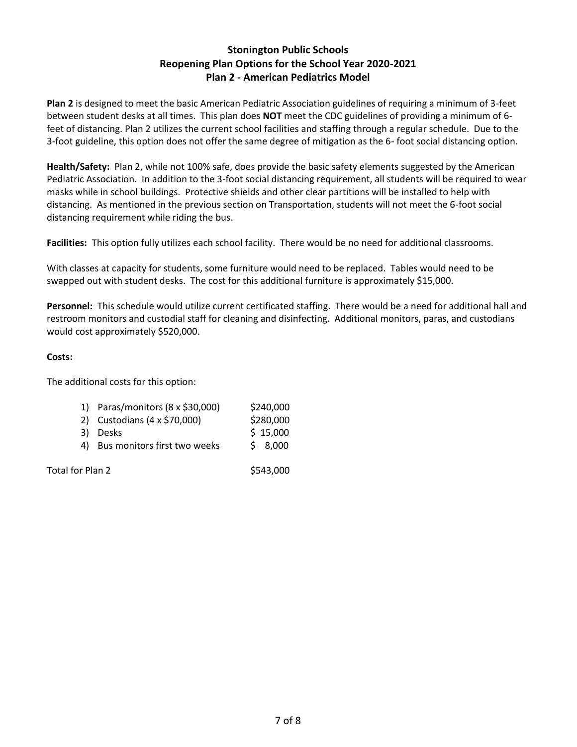## Stonington Public Schools
## Reopening Plan Options for the School Year 2020-2021
## Plan 2 - American Pediatrics Model

**Plan 2** is designed to meet the basic American Pediatric Association guidelines of requiring a minimum of 3-feet between student desks at all times. This plan does **NOT** meet the CDC guidelines of providing a minimum of 6-feet of distancing. Plan 2 utilizes the current school facilities and staffing through a regular schedule. Due to the 3-foot guideline, this option does not offer the same degree of mitigation as the 6- foot social distancing option.

**Health/Safety:** Plan 2, while not 100% safe, does provide the basic safety elements suggested by the American Pediatric Association. In addition to the 3-foot social distancing requirement, all students will be required to wear masks while in school buildings. Protective shields and other clear partitions will be installed to help with distancing. As mentioned in the previous section on Transportation, students will not meet the 6-foot social distancing requirement while riding the bus.

**Facilities:** This option fully utilizes each school facility. There would be no need for additional classrooms.

With classes at capacity for students, some furniture would need to be replaced. Tables would need to be swapped out with student desks. The cost for this additional furniture is approximately $15,000.

**Personnel:** This schedule would utilize current certificated staffing. There would be a need for additional hall and restroom monitors and custodial staff for cleaning and disinfecting. Additional monitors, paras, and custodians would cost approximately $520,000.

**Costs:**

The additional costs for this option:

| Item | Cost |
|---|---|
| 1) Paras/monitors (8 x $30,000) | $240,000 |
| 2) Custodians (4 x $70,000) | $280,000 |
| 3) Desks | $ 15,000 |
| 4) Bus monitors first two weeks | $ 8,000 |
| Total for Plan 2 | $543,000 |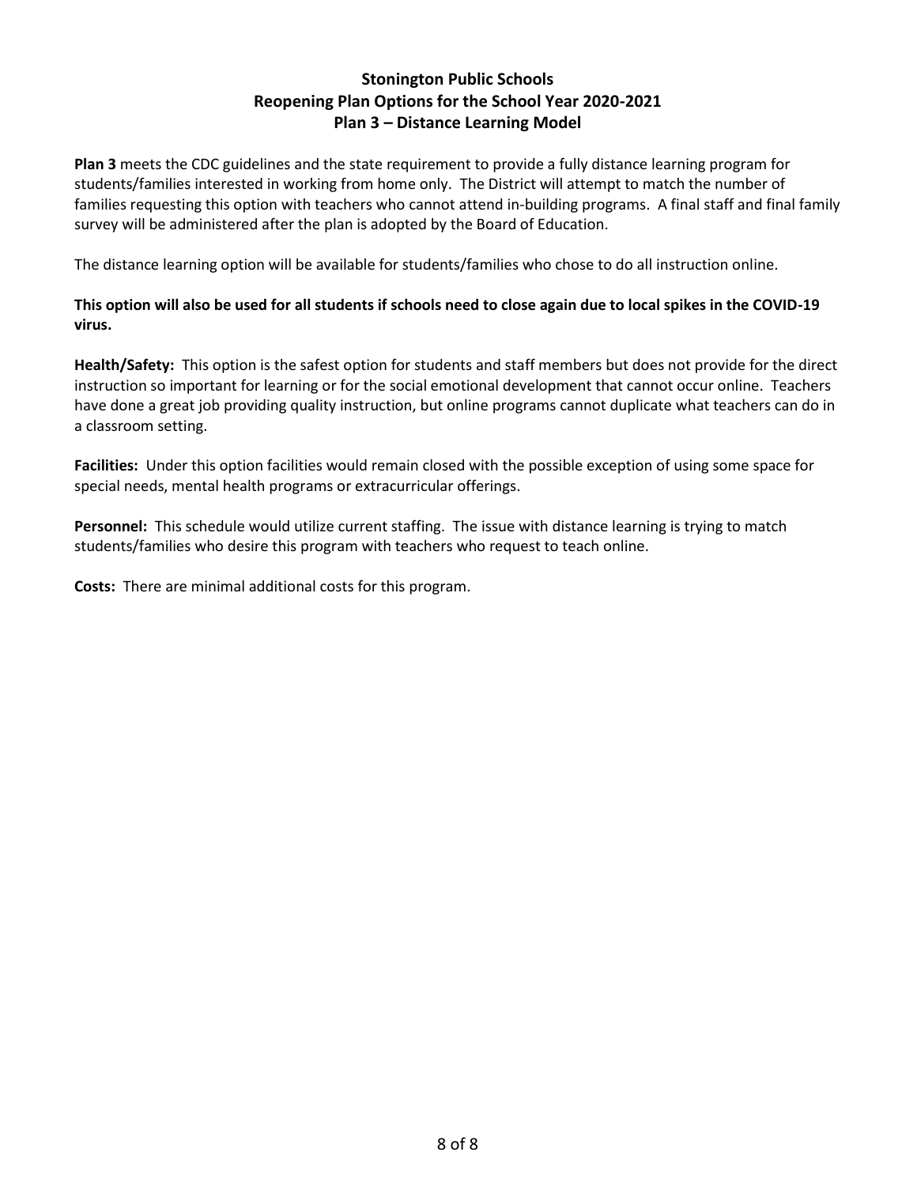## Stonington Public Schools
## Reopening Plan Options for the School Year 2020-2021
## Plan 3 – Distance Learning Model

**Plan 3** meets the CDC guidelines and the state requirement to provide a fully distance learning program for students/families interested in working from home only. The District will attempt to match the number of families requesting this option with teachers who cannot attend in-building programs. A final staff and final family survey will be administered after the plan is adopted by the Board of Education.

The distance learning option will be available for students/families who chose to do all instruction online.

**This option will also be used for all students if schools need to close again due to local spikes in the COVID-19 virus.**

**Health/Safety:** This option is the safest option for students and staff members but does not provide for the direct instruction so important for learning or for the social emotional development that cannot occur online. Teachers have done a great job providing quality instruction, but online programs cannot duplicate what teachers can do in a classroom setting.

**Facilities:** Under this option facilities would remain closed with the possible exception of using some space for special needs, mental health programs or extracurricular offerings.

**Personnel:** This schedule would utilize current staffing. The issue with distance learning is trying to match students/families who desire this program with teachers who request to teach online.

**Costs:** There are minimal additional costs for this program.